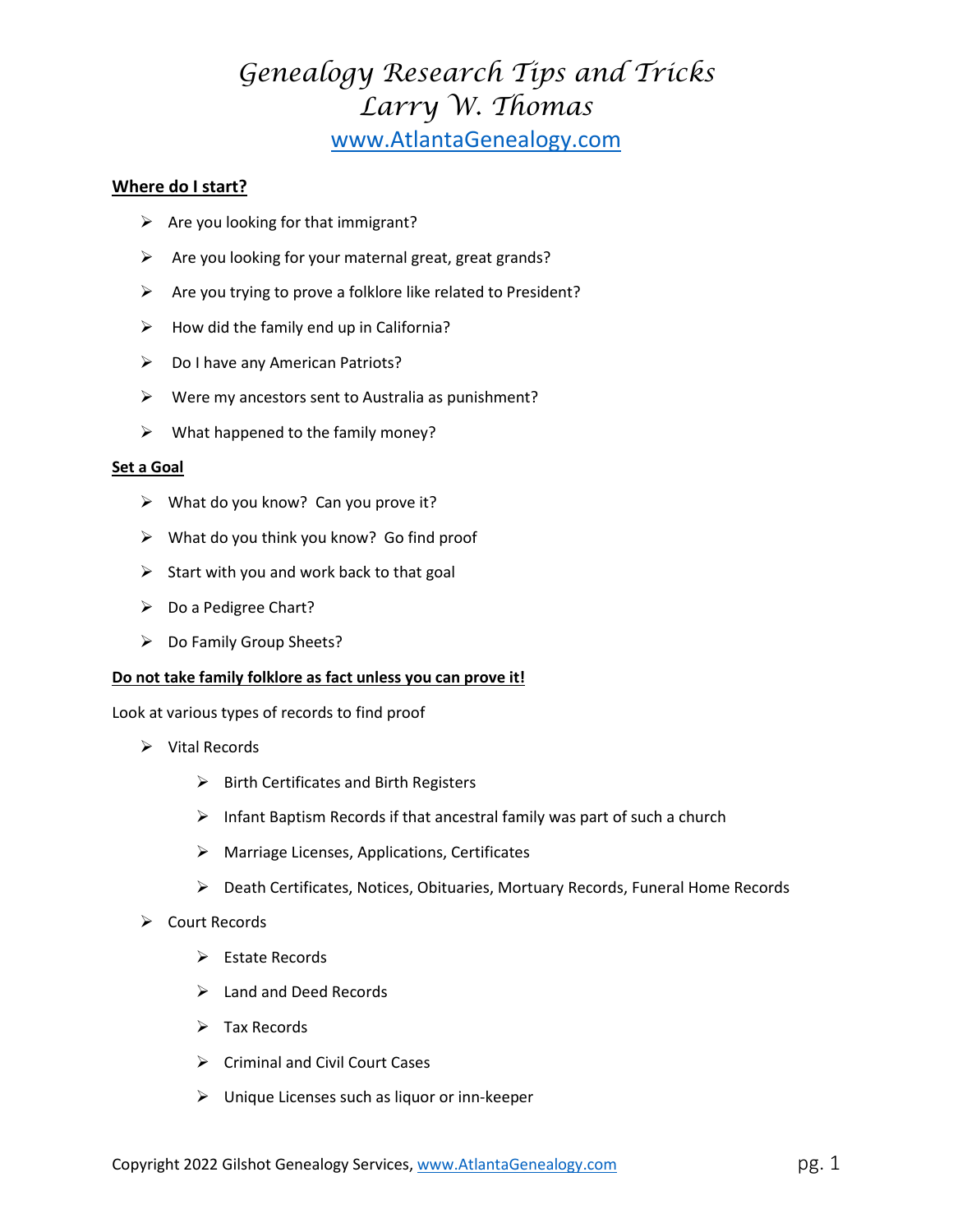# Genealogy Research Tips and Tricks
# Larry W. Thomas
[www.AtlantaGenealogy.com](http://www.AtlantaGenealogy.com)

**Where do I start?**

- Are you looking for that immigrant?
- Are you looking for your maternal great, great grands?
- Are you trying to prove a folklore like related to President?
- How did the family end up in California?
- Do I have any American Patriots?
- Were my ancestors sent to Australia as punishment?
- What happened to the family money?

**Set a Goal**

- What do you know? Can you prove it?
- What do you think you know? Go find proof
- Start with you and work back to that goal
- Do a Pedigree Chart?
- Do Family Group Sheets?

**Do not take family folklore as fact unless you can prove it!**

Look at various types of records to find proof

- Vital Records
  - Birth Certificates and Birth Registers
  - Infant Baptism Records if that ancestral family was part of such a church
  - Marriage Licenses, Applications, Certificates
  - Death Certificates, Notices, Obituaries, Mortuary Records, Funeral Home Records
- Court Records
  - Estate Records
  - Land and Deed Records
  - Tax Records
  - Criminal and Civil Court Cases
  - Unique Licenses such as liquor or inn-keeper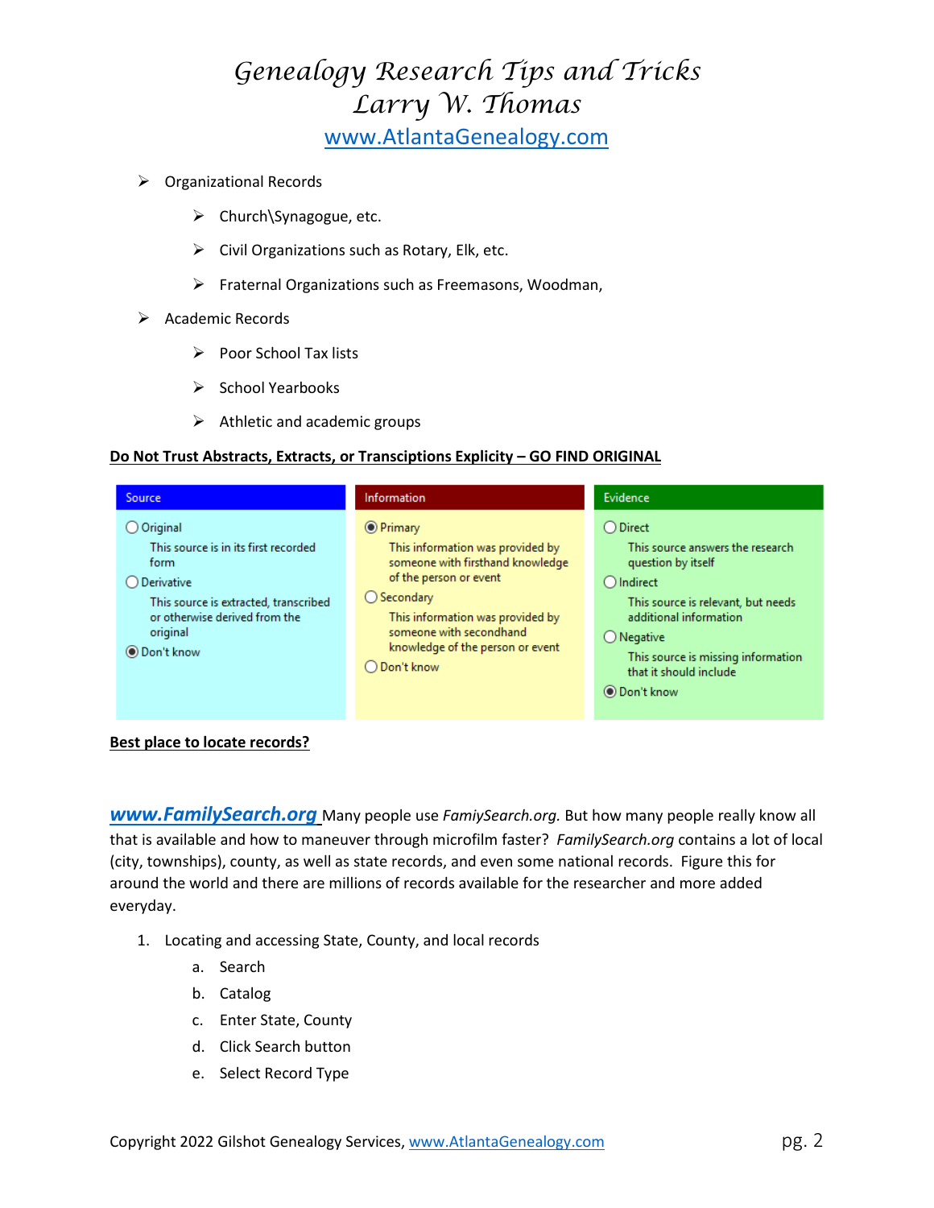- Organizational Records
  - Church\Synagogue, etc.
  - Civil Organizations such as Rotary, Elk, etc.
  - Fraternal Organizations such as Freemasons, Woodman,
- Academic Records
  - Poor School Tax lists
  - School Yearbooks
  - Athletic and academic groups

**Do Not Trust Abstracts, Extracts, or Transciptions Explicity – GO FIND ORIGINAL**

| Source | Information | Evidence |
|---|---|---|
| ○ Original<br>This source is in its first recorded form<br>○ Derivative<br>This source is extracted, transcribed or otherwise derived from the original<br>◉ Don't know | ◉ Primary<br>This information was provided by someone with firsthand knowledge of the person or event<br>○ Secondary<br>This information was provided by someone with secondhand knowledge of the person or event<br>○ Don't know | ○ Direct<br>This source answers the research question by itself<br>○ Indirect<br>This source is relevant, but needs additional information<br>○ Negative<br>This source is missing information that it should include<br>◉ Don't know |

**Best place to locate records?**

***www.FamilySearch.org*** Many people use *FamiySearch.org.* But how many people really know all that is available and how to maneuver through microfilm faster? *FamilySearch.org* contains a lot of local (city, townships), county, as well as state records, and even some national records. Figure this for around the world and there are millions of records available for the researcher and more added everyday.

1. Locating and accessing State, County, and local records
   a. Search
   b. Catalog
   c. Enter State, County
   d. Click Search button
   e. Select Record Type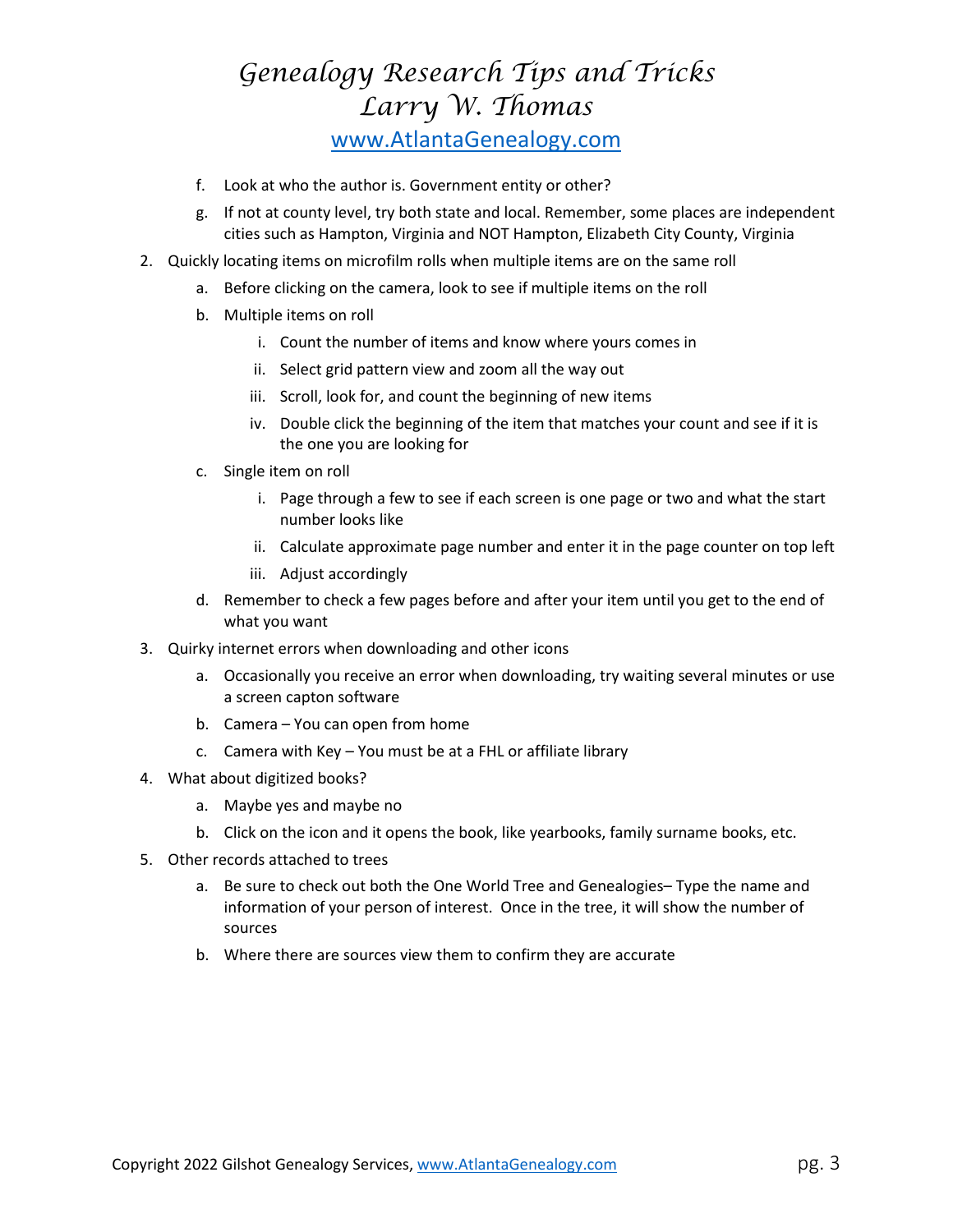f. Look at who the author is. Government entity or other?
g. If not at county level, try both state and local. Remember, some places are independent cities such as Hampton, Virginia and NOT Hampton, Elizabeth City County, Virginia

2. Quickly locating items on microfilm rolls when multiple items are on the same roll
   a. Before clicking on the camera, look to see if multiple items on the roll
   b. Multiple items on roll
      i. Count the number of items and know where yours comes in
      ii. Select grid pattern view and zoom all the way out
      iii. Scroll, look for, and count the beginning of new items
      iv. Double click the beginning of the item that matches your count and see if it is the one you are looking for
   c. Single item on roll
      i. Page through a few to see if each screen is one page or two and what the start number looks like
      ii. Calculate approximate page number and enter it in the page counter on top left
      iii. Adjust accordingly
   d. Remember to check a few pages before and after your item until you get to the end of what you want
3. Quirky internet errors when downloading and other icons
   a. Occasionally you receive an error when downloading, try waiting several minutes or use a screen capton software
   b. Camera – You can open from home
   c. Camera with Key – You must be at a FHL or affiliate library
4. What about digitized books?
   a. Maybe yes and maybe no
   b. Click on the icon and it opens the book, like yearbooks, family surname books, etc.
5. Other records attached to trees
   a. Be sure to check out both the One World Tree and Genealogies– Type the name and information of your person of interest. Once in the tree, it will show the number of sources
   b. Where there are sources view them to confirm they are accurate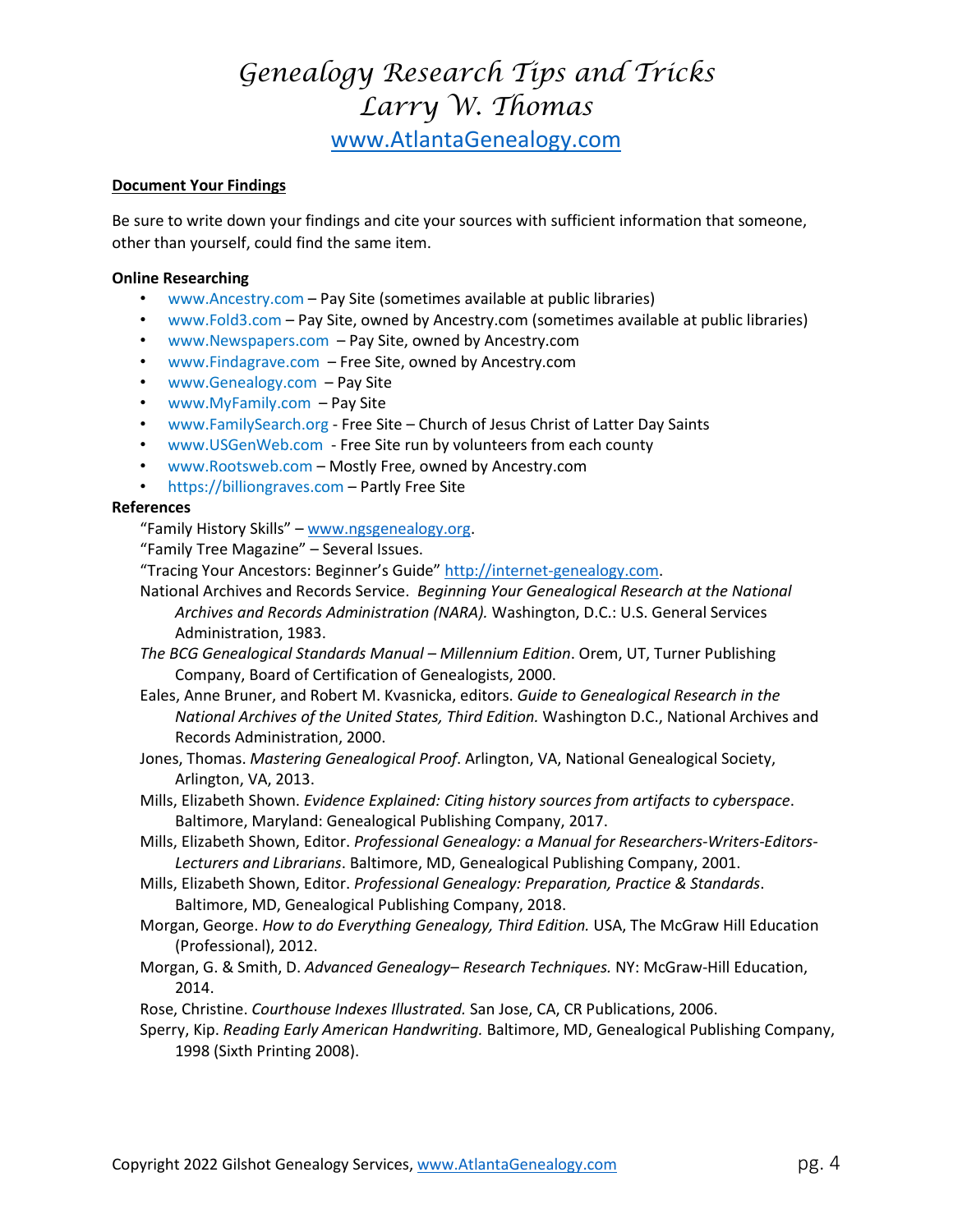# Genealogy Research Tips and Tricks
# Larry W. Thomas
## www.AtlantaGenealogy.com

**Document Your Findings**

Be sure to write down your findings and cite your sources with sufficient information that someone, other than yourself, could find the same item.

**Online Researching**

- www.Ancestry.com – Pay Site (sometimes available at public libraries)
- www.Fold3.com – Pay Site, owned by Ancestry.com (sometimes available at public libraries)
- www.Newspapers.com – Pay Site, owned by Ancestry.com
- www.Findagrave.com – Free Site, owned by Ancestry.com
- www.Genealogy.com – Pay Site
- www.MyFamily.com – Pay Site
- www.FamilySearch.org - Free Site – Church of Jesus Christ of Latter Day Saints
- www.USGenWeb.com - Free Site run by volunteers from each county
- www.Rootsweb.com – Mostly Free, owned by Ancestry.com
- https://billiongraves.com – Partly Free Site

**References**

"Family History Skills" – www.ngsgenealogy.org.

"Family Tree Magazine" – Several Issues.

"Tracing Your Ancestors: Beginner's Guide" http://internet-genealogy.com.

National Archives and Records Service. *Beginning Your Genealogical Research at the National Archives and Records Administration (NARA).* Washington, D.C.: U.S. General Services Administration, 1983.

*The BCG Genealogical Standards Manual – Millennium Edition*. Orem, UT, Turner Publishing Company, Board of Certification of Genealogists, 2000.

Eales, Anne Bruner, and Robert M. Kvasnicka, editors. *Guide to Genealogical Research in the National Archives of the United States, Third Edition.* Washington D.C., National Archives and Records Administration, 2000.

Jones, Thomas. *Mastering Genealogical Proof*. Arlington, VA, National Genealogical Society, Arlington, VA, 2013.

Mills, Elizabeth Shown. *Evidence Explained: Citing history sources from artifacts to cyberspace*. Baltimore, Maryland: Genealogical Publishing Company, 2017.

Mills, Elizabeth Shown, Editor. *Professional Genealogy: a Manual for Researchers-Writers-Editors-Lecturers and Librarians*. Baltimore, MD, Genealogical Publishing Company, 2001.

Mills, Elizabeth Shown, Editor. *Professional Genealogy: Preparation, Practice & Standards*. Baltimore, MD, Genealogical Publishing Company, 2018.

Morgan, George. *How to do Everything Genealogy, Third Edition.* USA, The McGraw Hill Education (Professional), 2012.

Morgan, G. & Smith, D. *Advanced Genealogy– Research Techniques.* NY: McGraw-Hill Education, 2014.

Rose, Christine. *Courthouse Indexes Illustrated.* San Jose, CA, CR Publications, 2006.

Sperry, Kip. *Reading Early American Handwriting.* Baltimore, MD, Genealogical Publishing Company, 1998 (Sixth Printing 2008).